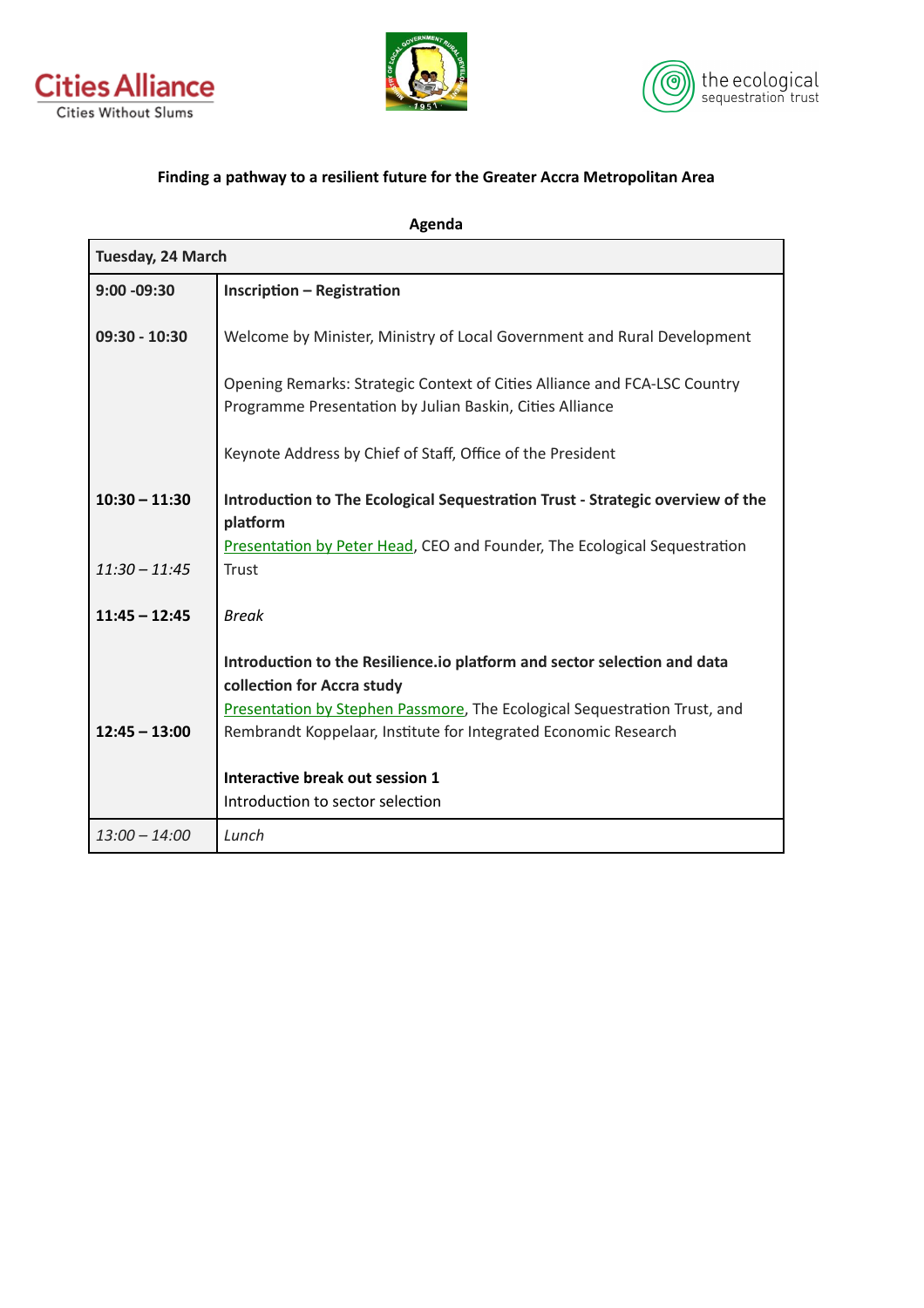**Finding a pathway to a resilient future for the Greater Accra Metropolitan Area**

**Agenda**

| **Tuesday, 24 March** | |
|---|---|
| **9:00 -09:30** | **Inscription – Registration** |
| **09:30 - 10:30** | Welcome by Minister, Ministry of Local Government and Rural Development<br><br>Opening Remarks: Strategic Context of Cities Alliance and FCA-LSC Country Programme Presentation by Julian Baskin, Cities Alliance<br><br>Keynote Address by Chief of Staff, Office of the President |
| **10:30 – 11:30** | **Introduction to The Ecological Sequestration Trust - Strategic overview of the platform** |
| *11:30 – 11:45* | Presentation by Peter Head, CEO and Founder, The Ecological Sequestration Trust |
| **11:45 – 12:45** | *Break* |
| | **Introduction to the Resilience.io platform and sector selection and data collection for Accra study** |
| **12:45 – 13:00** | Presentation by Stephen Passmore, The Ecological Sequestration Trust, and Rembrandt Koppelaar, Institute for Integrated Economic Research |
| | **Interactive break out session 1**<br>Introduction to sector selection |
| *13:00 – 14:00* | *Lunch* |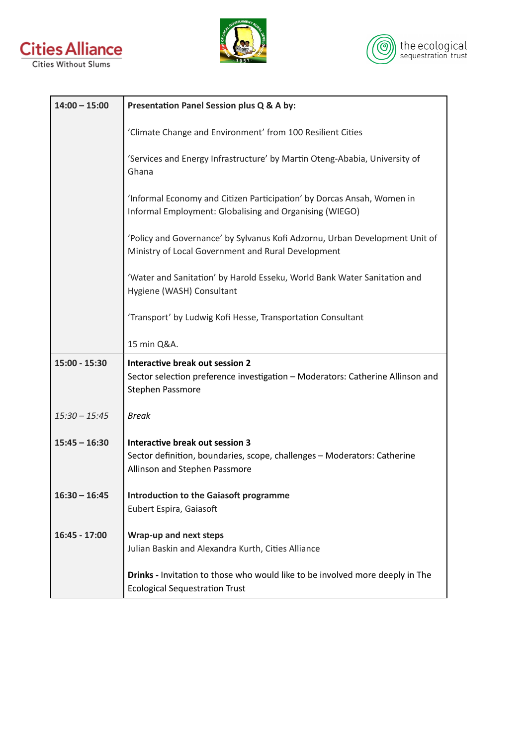| | |
|---|---|
| **14:00 – 15:00** | **Presentation Panel Session plus Q & A by:**<br><br>'Climate Change and Environment' from 100 Resilient Cities<br><br>'Services and Energy Infrastructure' by Martin Oteng-Ababia, University of Ghana<br><br>'Informal Economy and Citizen Participation' by Dorcas Ansah, Women in Informal Employment: Globalising and Organising (WIEGO)<br><br>'Policy and Governance' by Sylvanus Kofi Adzornu, Urban Development Unit of Ministry of Local Government and Rural Development<br><br>'Water and Sanitation' by Harold Esseku, World Bank Water Sanitation and Hygiene (WASH) Consultant<br><br>'Transport' by Ludwig Kofi Hesse, Transportation Consultant<br><br>15 min Q&A. |
| **15:00 - 15:30** | **Interactive break out session 2**<br>Sector selection preference investigation – Moderators: Catherine Allinson and Stephen Passmore |
| *15:30 – 15:45* | *Break* |
| **15:45 – 16:30** | **Interactive break out session 3**<br>Sector definition, boundaries, scope, challenges – Moderators: Catherine Allinson and Stephen Passmore |
| **16:30 – 16:45** | **Introduction to the Gaiasoft programme**<br>Eubert Espira, Gaiasoft |
| **16:45 - 17:00** | **Wrap-up and next steps**<br>Julian Baskin and Alexandra Kurth, Cities Alliance<br><br>**Drinks -** Invitation to those who would like to be involved more deeply in The Ecological Sequestration Trust |